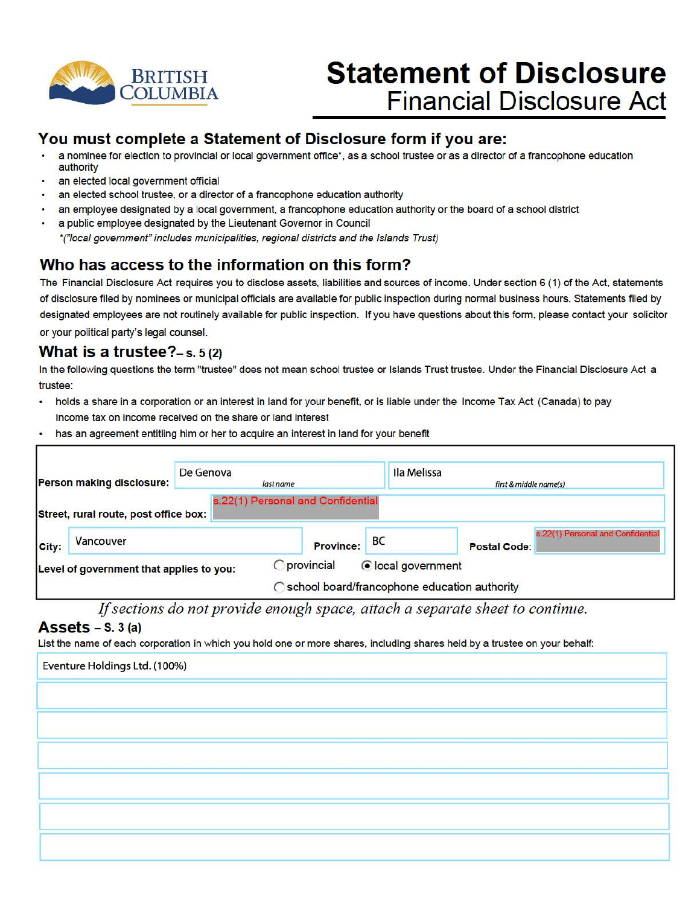BRITISH COLUMBIA

# Statement of Disclosure

## Financial Disclosure Act

### You must complete a Statement of Disclosure form if you are:

- a nominee for election to provincial or local government office*, as a school trustee or as a director of a francophone education authority
- an elected local government official
- an elected school trustee, or a director of a francophone education authority
- an employee designated by a local government, a francophone education authority or the board of a school district
- a public employee designated by the Lieutenant Governor in Council

*("local government" includes municipalities, regional districts and the Islands Trust)*

### Who has access to the information on this form?

The Financial Disclosure Act requires you to disclose assets, liabilities and sources of income. Under section 6 (1) of the Act, statements of disclosure filed by nominees or municipal officials are available for public inspection during normal business hours. Statements filed by designated employees are not routinely available for public inspection. If you have questions about this form, please contact your solicitor or your political party's legal counsel.

### What is a trustee? – s. 5 (2)

In the following questions the term "trustee" does not mean school trustee or Islands Trust trustee. Under the Financial Disclosure Act a trustee:

- holds a share in a corporation or an interest in land for your benefit, or is liable under the Income Tax Act (Canada) to pay income tax on income received on the share or land interest
- has an agreement entitling him or her to acquire an interest in land for your benefit

**Person making disclosure:** De Genova (last name) | Ila Melissa (first & middle name(s))

**Street, rural route, post office box:** s.22(1) Personal and Confidential

**City:** Vancouver **Province:** BC **Postal Code:** s.22(1) Personal and Confidential

**Level of government that applies to you:**
- ○ provincial
- ◉ local government
- ○ school board/francophone education authority

*If sections do not provide enough space, attach a separate sheet to continue.*

### Assets – S. 3 (a)

List the name of each corporation in which you hold one or more shares, including shares held by a trustee on your behalf:

Eventure Holdings Ltd. (100%)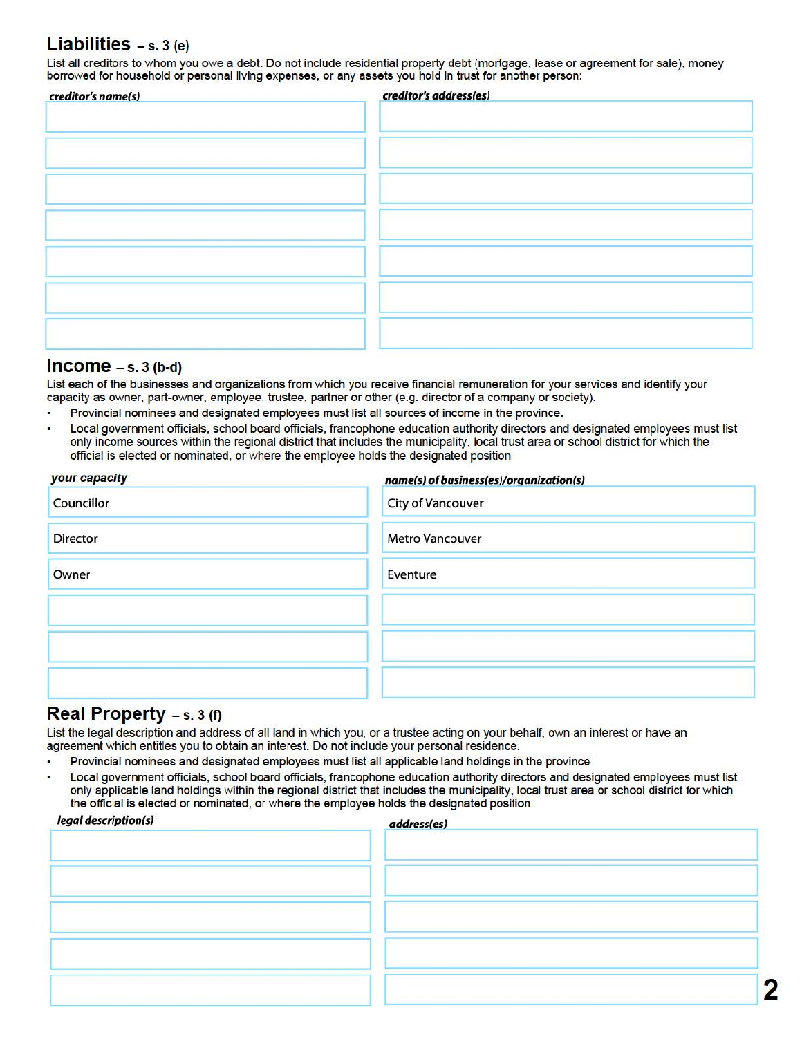## Liabilities – s. 3 (e)

List all creditors to whom you owe a debt. Do not include residential property debt (mortgage, lease or agreement for sale), money borrowed for household or personal living expenses, or any assets you hold in trust for another person:

| *creditor's name(s)* | *creditor's address(es)* |
| --- | --- |
| | |
| | |
| | |
| | |
| | |
| | |
| | |

## Income – s. 3 (b-d)

List each of the businesses and organizations from which you receive financial remuneration for your services and identify your capacity as owner, part-owner, employee, trustee, partner or other (e.g. director of a company or society).

- Provincial nominees and designated employees must list all sources of income in the province.
- Local government officials, school board officials, francophone education authority directors and designated employees must list only income sources within the regional district that includes the municipality, local trust area or school district for which the official is elected or nominated, or where the employee holds the designated position

| *your capacity* | *name(s) of business(es)/organization(s)* |
| --- | --- |
| Councillor | City of Vancouver |
| Director | Metro Vancouver |
| Owner | Eventure |
| | |
| | |
| | |

## Real Property – s. 3 (f)

List the legal description and address of all land in which you, or a trustee acting on your behalf, own an interest or have an agreement which entitles you to obtain an interest. Do not include your personal residence.

- Provincial nominees and designated employees must list all applicable land holdings in the province
- Local government officials, school board officials, francophone education authority directors and designated employees must list only applicable land holdings within the regional district that includes the municipality, local trust area or school district for which the official is elected or nominated, or where the employee holds the designated position

| *legal description(s)* | *address(es)* |
| --- | --- |
| | |
| | |
| | |
| | |
| | |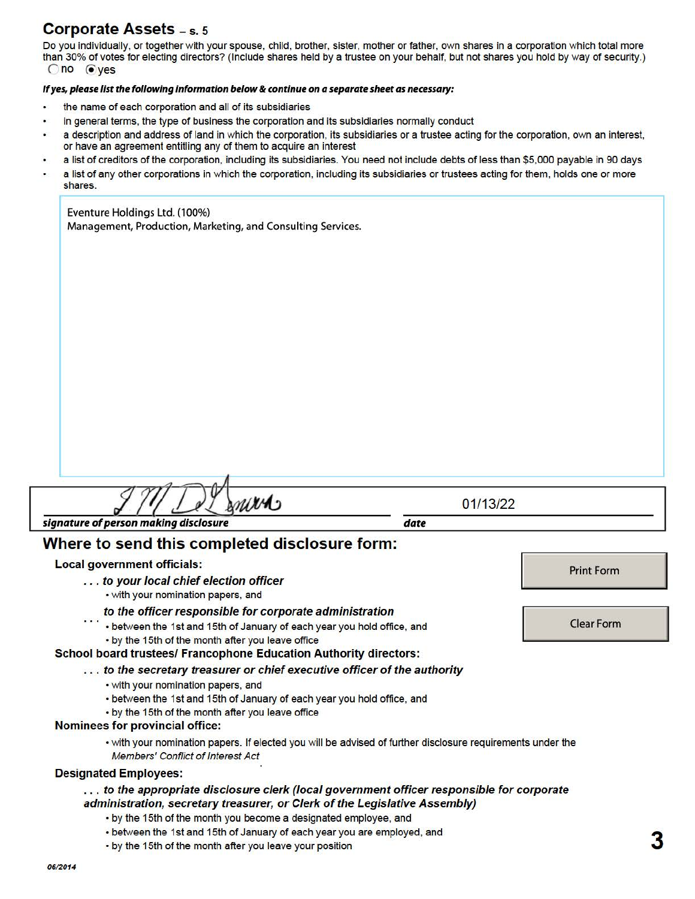## Corporate Assets – s. 5

Do you individually, or together with your spouse, child, brother, sister, mother or father, own shares in a corporation which total more than 30% of votes for electing directors? (Include shares held by a trustee on your behalf, but not shares you hold by way of security.)

○ no ◉ yes

***If yes, please list the following information below & continue on a separate sheet as necessary:***

- the name of each corporation and all of its subsidiaries
- in general terms, the type of business the corporation and its subsidiaries normally conduct
- a description and address of land in which the corporation, its subsidiaries or a trustee acting for the corporation, own an interest, or have an agreement entitling any of them to acquire an interest
- a list of creditors of the corporation, including its subsidiaries. You need not include debts of less than $5,000 payable in 90 days
- a list of any other corporations in which the corporation, including its subsidiaries or trustees acting for them, holds one or more shares.

Eventure Holdings Ltd. (100%)
Management, Production, Marketing, and Consulting Services.

| | |
|---|---|
| [signature] | 01/13/22 |
| ***signature of person making disclosure*** | ***date*** |

## Where to send this completed disclosure form:

**Local government officials:**

*. . . to your local chief election officer*
- with your nomination papers, and

*. . . to the officer responsible for corporate administration*
- between the 1st and 15th of January of each year you hold office, and
- by the 15th of the month after you leave office

**School board trustees/ Francophone Education Authority directors:**

*. . . to the secretary treasurer or chief executive officer of the authority*
- with your nomination papers, and
- between the 1st and 15th of January of each year you hold office, and
- by the 15th of the month after you leave office

**Nominees for provincial office:**
- with your nomination papers. If elected you will be advised of further disclosure requirements under the *Members' Conflict of Interest Act*

**Designated Employees:**

*. . . to the appropriate disclosure clerk (local government officer responsible for corporate administration, secretary treasurer, or Clerk of the Legislative Assembly)*
- by the 15th of the month you become a designated employee, and
- between the 1st and 15th of January of each year you are employed, and
- by the 15th of the month after you leave your position

Print Form

Clear Form

*06/2014*